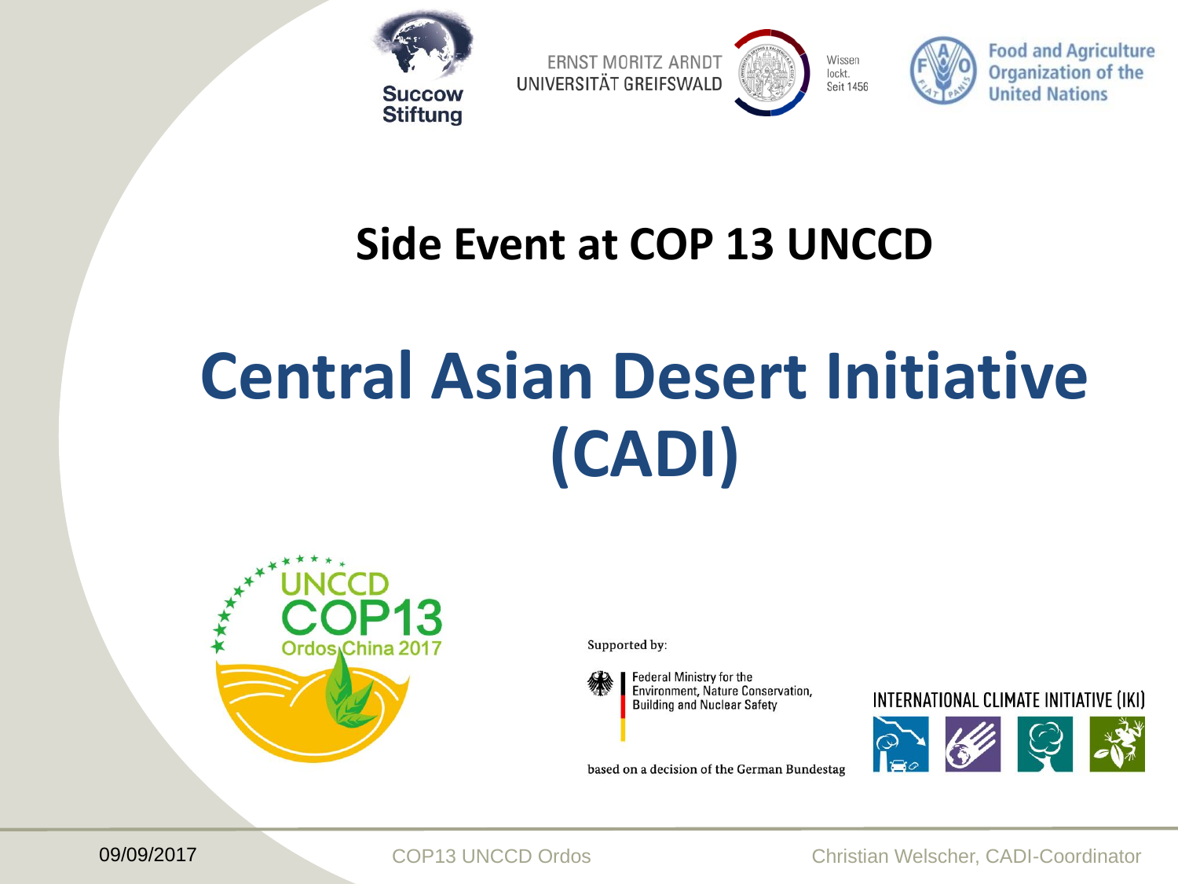Succow Stiftung

ERNST MORITZ ARNDT UNIVERSITÄT GREIFSWALD

Wissen lockt. Seit 1456

Food and Agriculture Organization of the United Nations

## Side Event at COP 13 UNCCD

# Central Asian Desert Initiative (CADI)

UNCCD COP13 Ordos China 2017

Supported by:

Federal Ministry for the Environment, Nature Conservation, Building and Nuclear Safety

based on a decision of the German Bundestag

INTERNATIONAL CLIMATE INITIATIVE (IKI)

09/09/2017 COP13 UNCCD Ordos Christian Welscher, CADI-Coordinator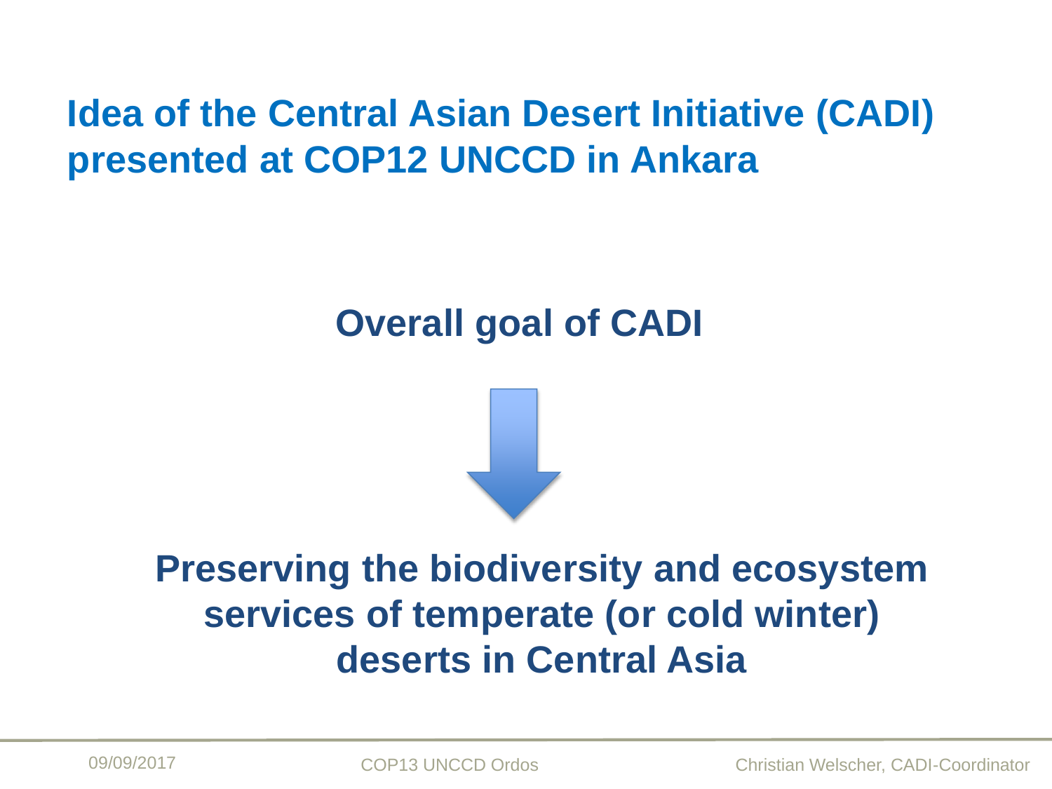# Idea of the Central Asian Desert Initiative (CADI) presented at COP12 UNCCD in Ankara

## Overall goal of CADI

↓

**Preserving the biodiversity and ecosystem services of temperate (or cold winter) deserts in Central Asia**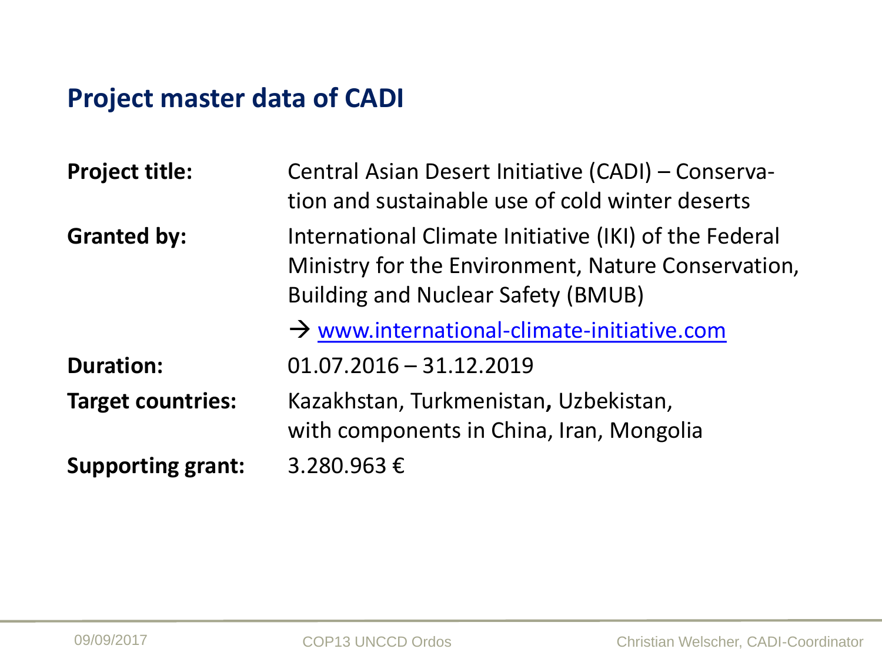## Project master data of CADI

| | |
|---|---|
| **Project title:** | Central Asian Desert Initiative (CADI) – Conservation and sustainable use of cold winter deserts |
| **Granted by:** | International Climate Initiative (IKI) of the Federal Ministry for the Environment, Nature Conservation, Building and Nuclear Safety (BMUB) |
| | → [www.international-climate-initiative.com](http://www.international-climate-initiative.com) |
| **Duration:** | 01.07.2016 – 31.12.2019 |
| **Target countries:** | Kazakhstan, Turkmenistan, Uzbekistan, with components in China, Iran, Mongolia |
| **Supporting grant:** | 3.280.963 € |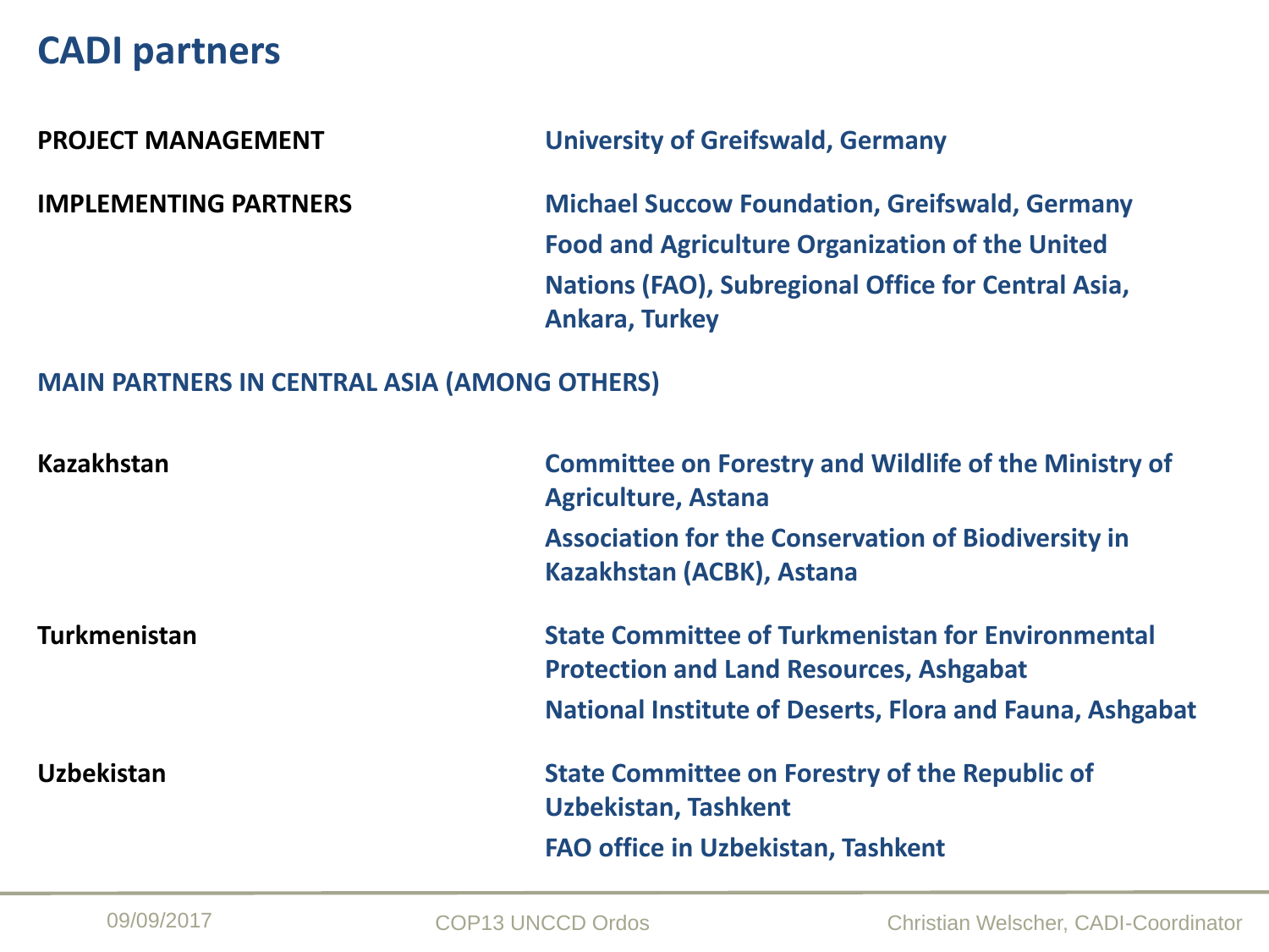# CADI partners

| | |
|---|---|
| **PROJECT MANAGEMENT** | **University of Greifswald, Germany** |
| **IMPLEMENTING PARTNERS** | **Michael Succow Foundation, Greifswald, Germany**<br>**Food and Agriculture Organization of the United Nations (FAO), Subregional Office for Central Asia, Ankara, Turkey** |

**MAIN PARTNERS IN CENTRAL ASIA (AMONG OTHERS)**

| | |
|---|---|
| **Kazakhstan** | **Committee on Forestry and Wildlife of the Ministry of Agriculture, Astana**<br>**Association for the Conservation of Biodiversity in Kazakhstan (ACBK), Astana** |
| **Turkmenistan** | **State Committee of Turkmenistan for Environmental Protection and Land Resources, Ashgabat**<br>**National Institute of Deserts, Flora and Fauna, Ashgabat** |
| **Uzbekistan** | **State Committee on Forestry of the Republic of Uzbekistan, Tashkent**<br>**FAO office in Uzbekistan, Tashkent** |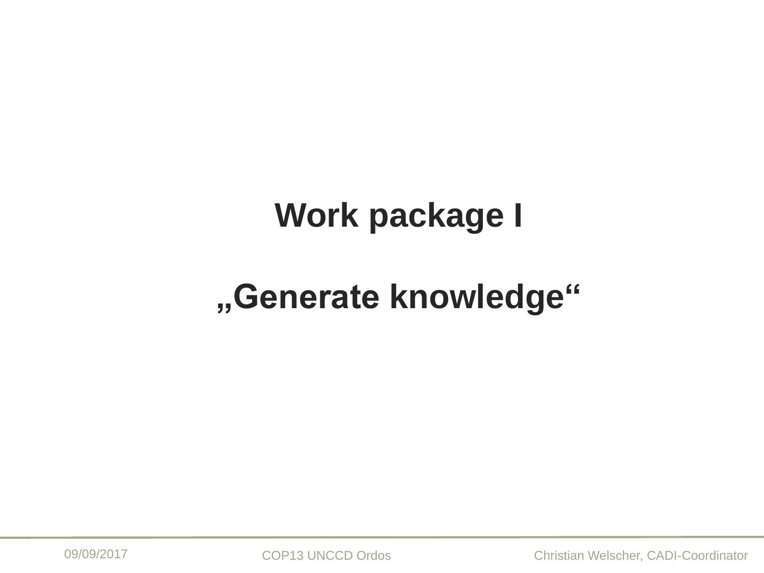# Work package I

## „Generate knowledge“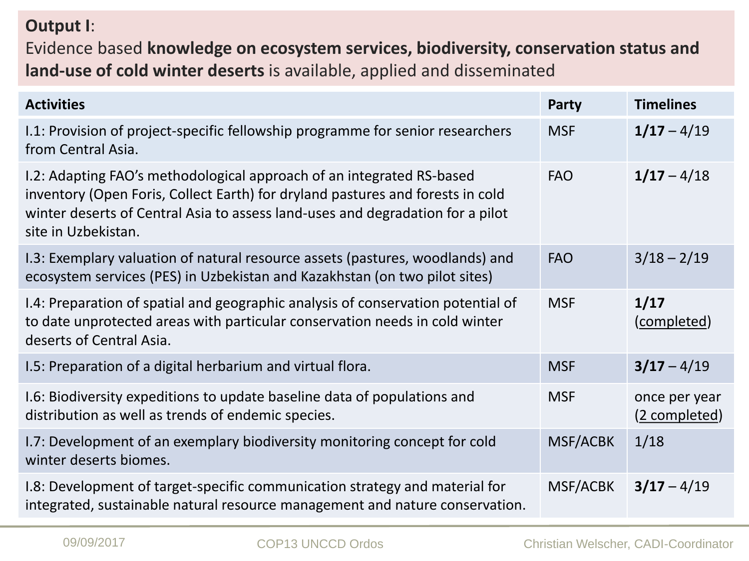**Output I**:

Evidence based **knowledge on ecosystem services, biodiversity, conservation status and land-use of cold winter deserts** is available, applied and disseminated

| **Activities** | **Party** | **Timelines** |
|---|---|---|
| I.1: Provision of project-specific fellowship programme for senior researchers from Central Asia. | MSF | **1/17** – 4/19 |
| I.2: Adapting FAO's methodological approach of an integrated RS-based inventory (Open Foris, Collect Earth) for dryland pastures and forests in cold winter deserts of Central Asia to assess land-uses and degradation for a pilot site in Uzbekistan. | FAO | **1/17** – 4/18 |
| I.3: Exemplary valuation of natural resource assets (pastures, woodlands) and ecosystem services (PES) in Uzbekistan and Kazakhstan (on two pilot sites) | FAO | 3/18 – 2/19 |
| I.4: Preparation of spatial and geographic analysis of conservation potential of to date unprotected areas with particular conservation needs in cold winter deserts of Central Asia. | MSF | **1/17** (completed) |
| I.5: Preparation of a digital herbarium and virtual flora. | MSF | **3/17** – 4/19 |
| I.6: Biodiversity expeditions to update baseline data of populations and distribution as well as trends of endemic species. | MSF | once per year (2 completed) |
| I.7: Development of an exemplary biodiversity monitoring concept for cold winter deserts biomes. | MSF/ACBK | 1/18 |
| I.8: Development of target-specific communication strategy and material for integrated, sustainable natural resource management and nature conservation. | MSF/ACBK | **3/17** – 4/19 |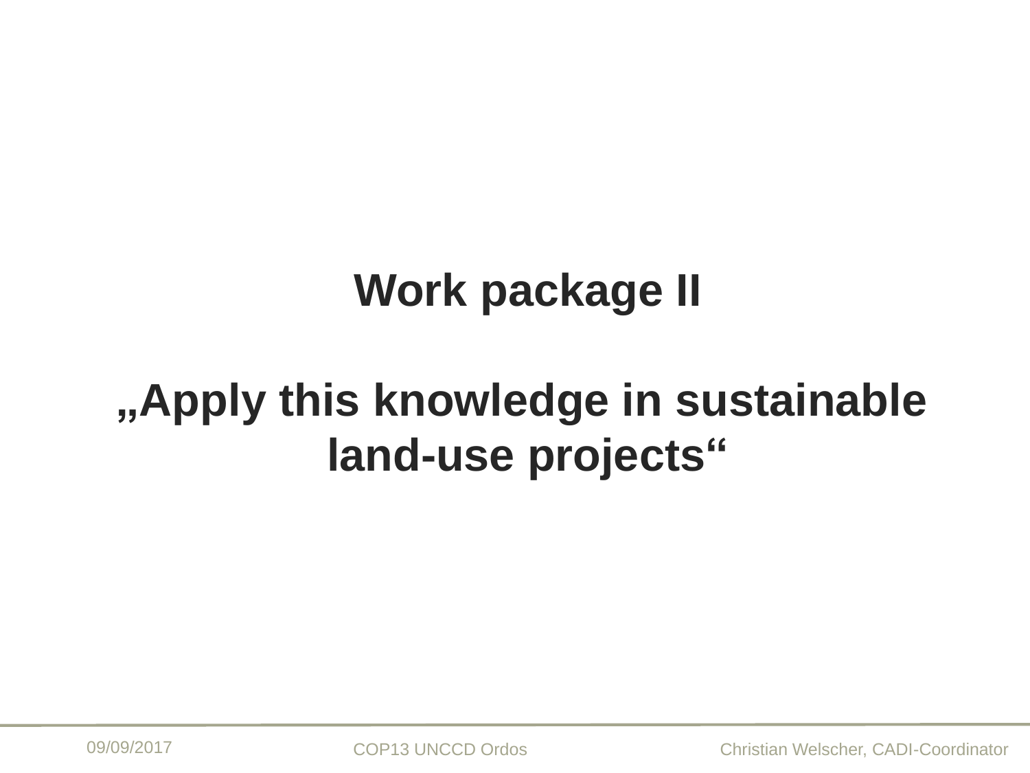# Work package II

## „Apply this knowledge in sustainable land-use projects“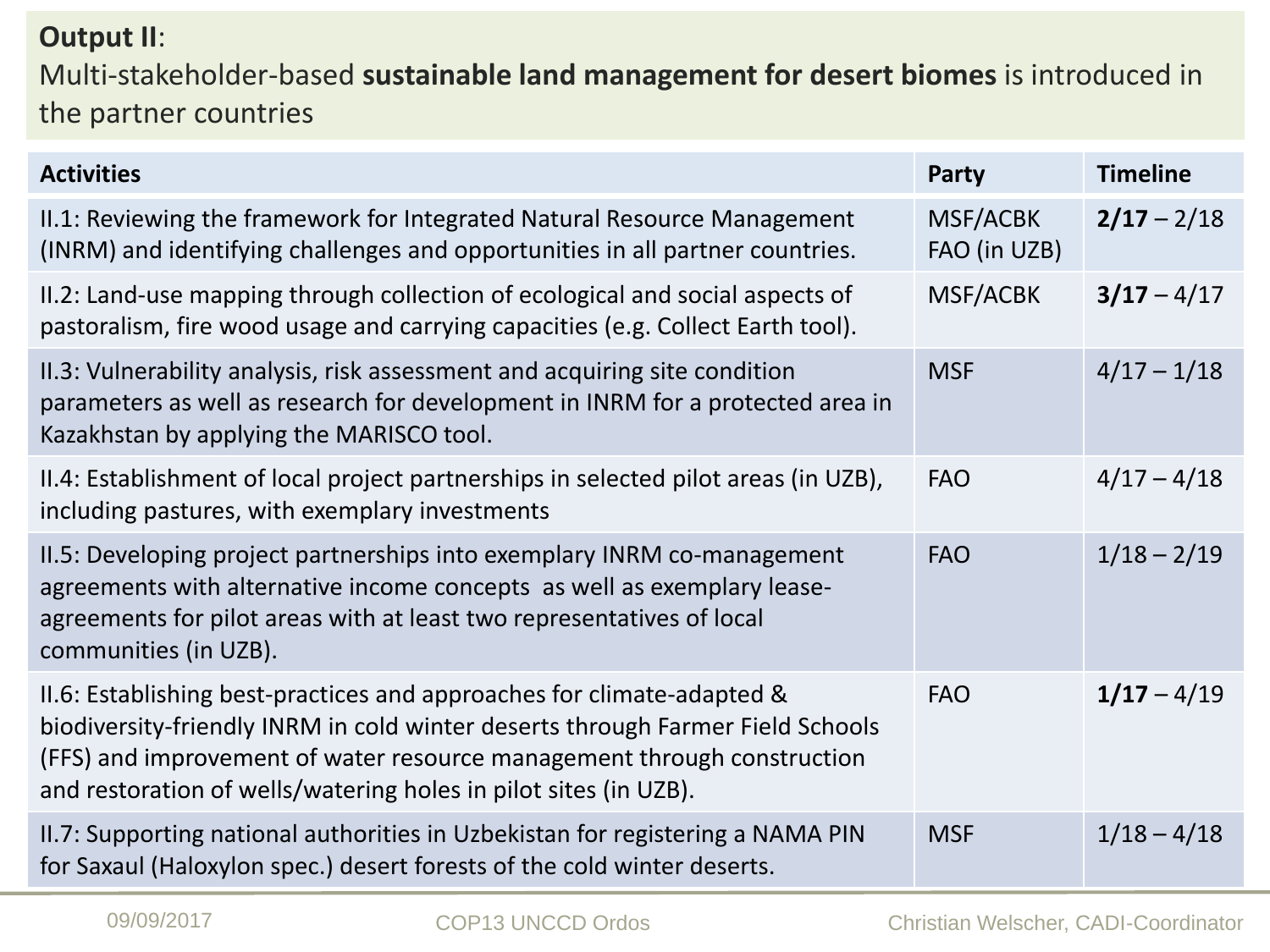**Output II**:
Multi-stakeholder-based **sustainable land management for desert biomes** is introduced in the partner countries

| **Activities** | **Party** | **Timeline** |
|---|---|---|
| II.1: Reviewing the framework for Integrated Natural Resource Management (INRM) and identifying challenges and opportunities in all partner countries. | MSF/ACBK FAO (in UZB) | **2/17** – 2/18 |
| II.2: Land-use mapping through collection of ecological and social aspects of pastoralism, fire wood usage and carrying capacities (e.g. Collect Earth tool). | MSF/ACBK | **3/17** – 4/17 |
| II.3: Vulnerability analysis, risk assessment and acquiring site condition parameters as well as research for development in INRM for a protected area in Kazakhstan by applying the MARISCO tool. | MSF | 4/17 – 1/18 |
| II.4: Establishment of local project partnerships in selected pilot areas (in UZB), including pastures, with exemplary investments | FAO | 4/17 – 4/18 |
| II.5: Developing project partnerships into exemplary INRM co-management agreements with alternative income concepts as well as exemplary lease-agreements for pilot areas with at least two representatives of local communities (in UZB). | FAO | 1/18 – 2/19 |
| II.6: Establishing best-practices and approaches for climate-adapted & biodiversity-friendly INRM in cold winter deserts through Farmer Field Schools (FFS) and improvement of water resource management through construction and restoration of wells/watering holes in pilot sites (in UZB). | FAO | **1/17** – 4/19 |
| II.7: Supporting national authorities in Uzbekistan for registering a NAMA PIN for Saxaul (Haloxylon spec.) desert forests of the cold winter deserts. | MSF | 1/18 – 4/18 |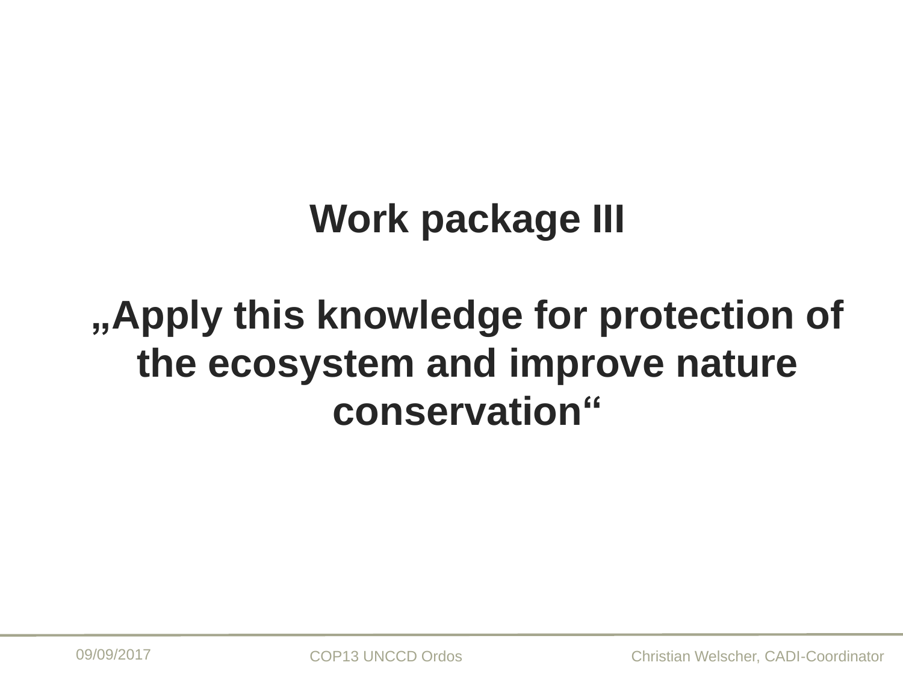# Work package III

# „Apply this knowledge for protection of the ecosystem and improve nature conservation“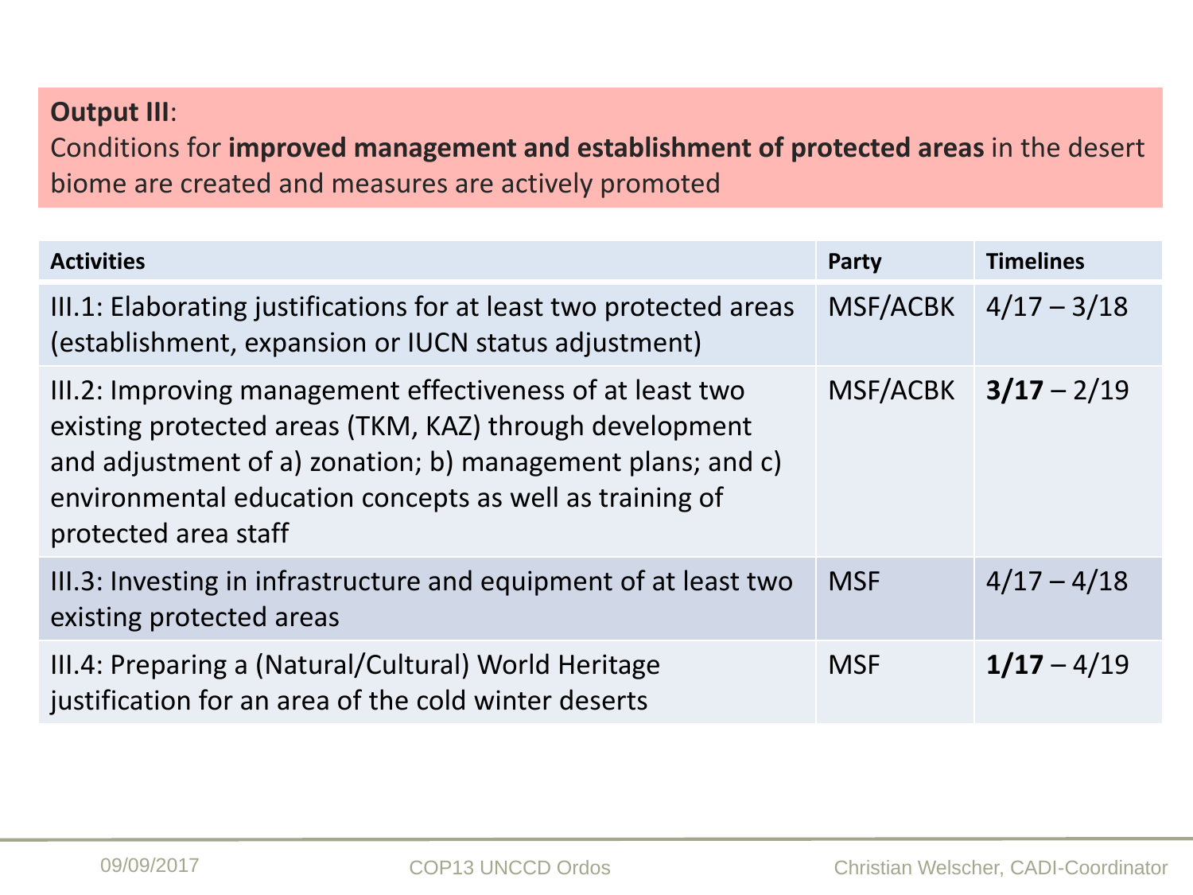**Output III**:
Conditions for **improved management and establishment of protected areas** in the desert biome are created and measures are actively promoted

| **Activities** | **Party** | **Timelines** |
|---|---|---|
| III.1: Elaborating justifications for at least two protected areas (establishment, expansion or IUCN status adjustment) | MSF/ACBK | 4/17 – 3/18 |
| III.2: Improving management effectiveness of at least two existing protected areas (TKM, KAZ) through development and adjustment of a) zonation; b) management plans; and c) environmental education concepts as well as training of protected area staff | MSF/ACBK | **3/17** – 2/19 |
| III.3: Investing in infrastructure and equipment of at least two existing protected areas | MSF | 4/17 – 4/18 |
| III.4: Preparing a (Natural/Cultural) World Heritage justification for an area of the cold winter deserts | MSF | **1/17** – 4/19 |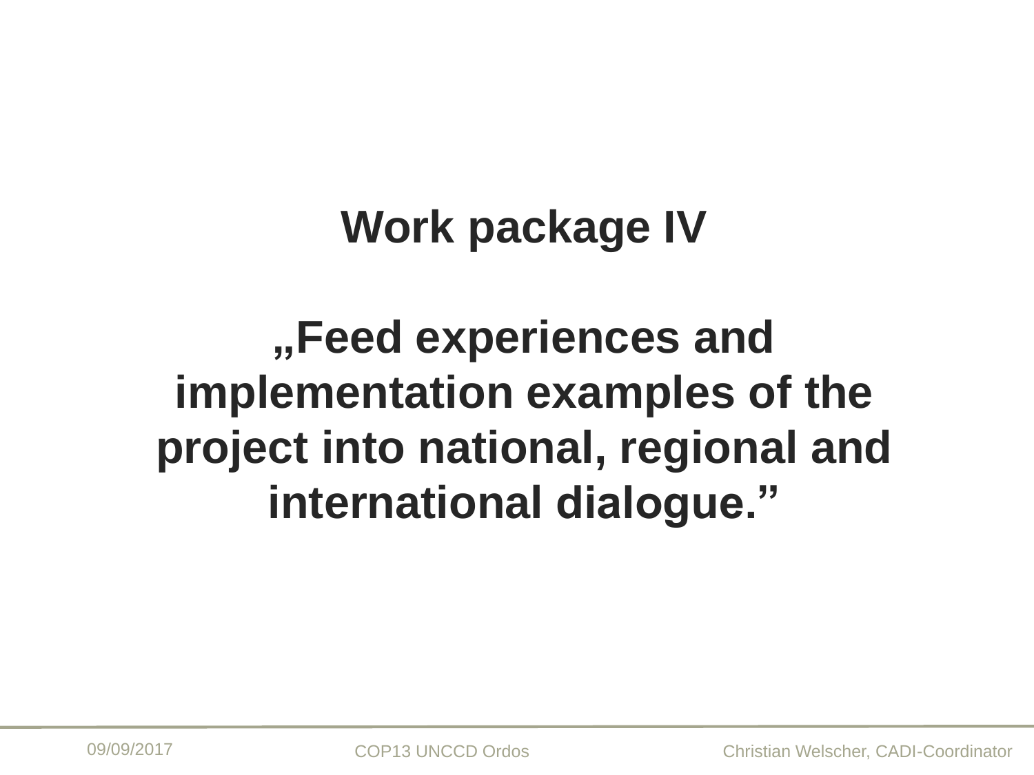# Work package IV

## „Feed experiences and implementation examples of the project into national, regional and international dialogue.”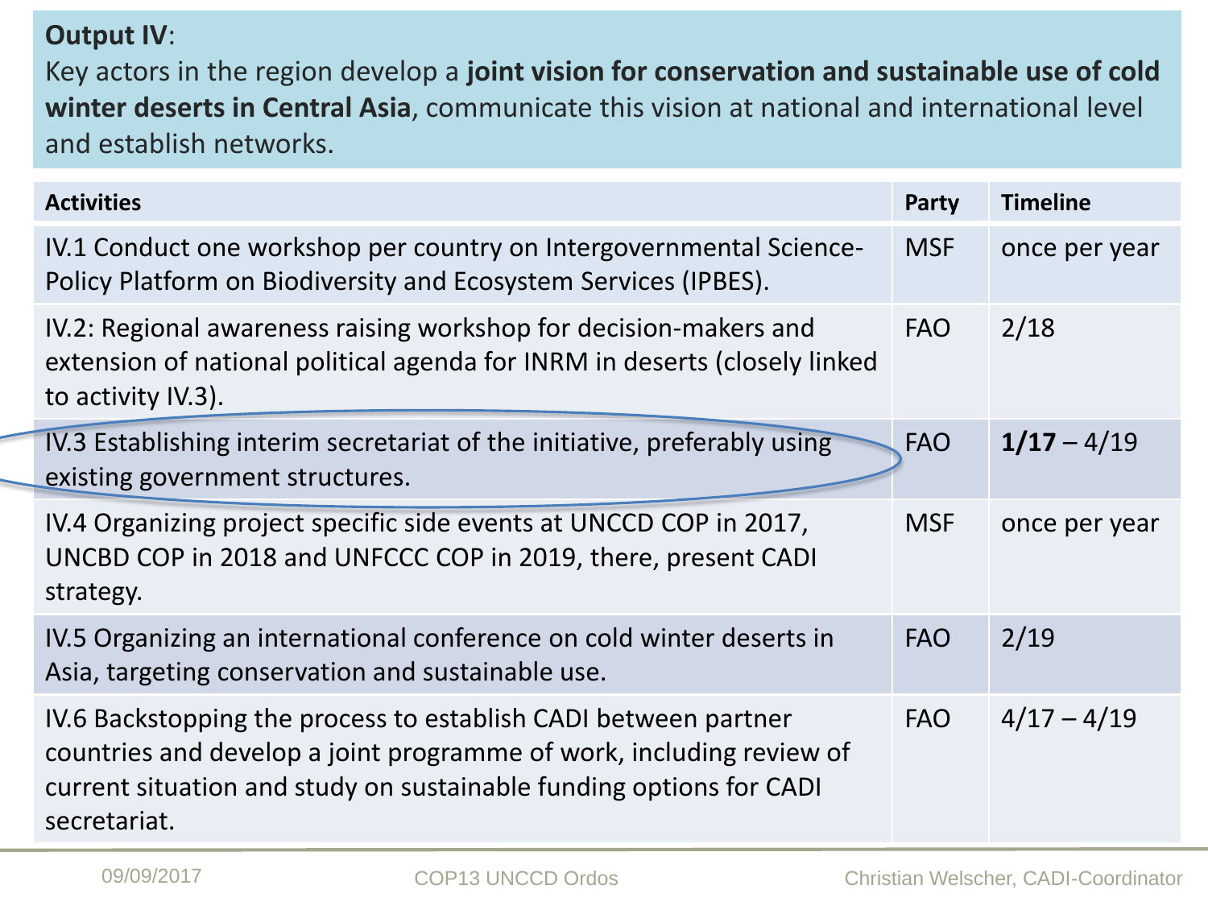**Output IV**:
Key actors in the region develop a **joint vision for conservation and sustainable use of cold winter deserts in Central Asia**, communicate this vision at national and international level and establish networks.

| **Activities** | **Party** | **Timeline** |
|---|---|---|
| IV.1 Conduct one workshop per country on Intergovernmental Science-Policy Platform on Biodiversity and Ecosystem Services (IPBES). | MSF | once per year |
| IV.2: Regional awareness raising workshop for decision-makers and extension of national political agenda for INRM in deserts (closely linked to activity IV.3). | FAO | 2/18 |
| IV.3 Establishing interim secretariat of the initiative, preferably using existing government structures. | FAO | **1/17** – 4/19 |
| IV.4 Organizing project specific side events at UNCCD COP in 2017, UNCBD COP in 2018 and UNFCCC COP in 2019, there, present CADI strategy. | MSF | once per year |
| IV.5 Organizing an international conference on cold winter deserts in Asia, targeting conservation and sustainable use. | FAO | 2/19 |
| IV.6 Backstopping the process to establish CADI between partner countries and develop a joint programme of work, including review of current situation and study on sustainable funding options for CADI secretariat. | FAO | 4/17 – 4/19 |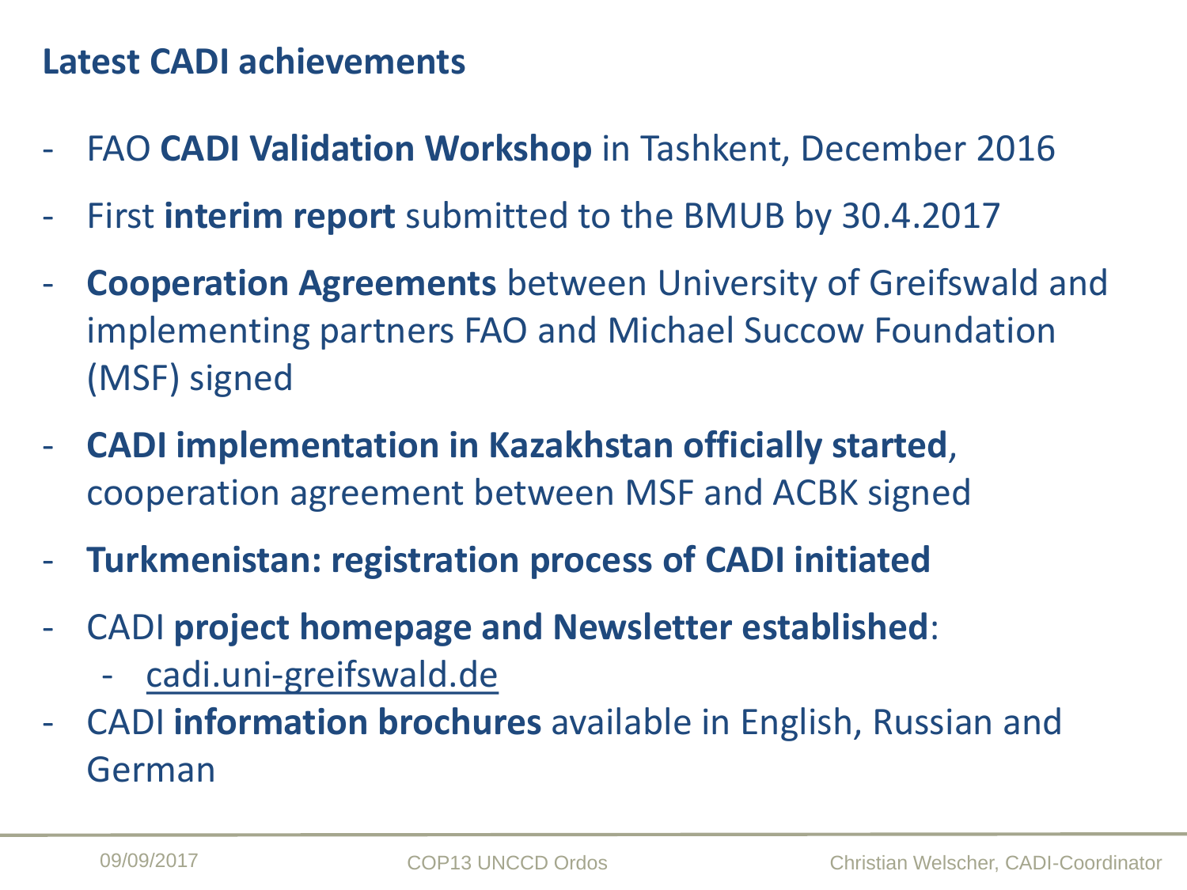## Latest CADI achievements

- FAO **CADI Validation Workshop** in Tashkent, December 2016
- First **interim report** submitted to the BMUB by 30.4.2017
- **Cooperation Agreements** between University of Greifswald and implementing partners FAO and Michael Succow Foundation (MSF) signed
- **CADI implementation in Kazakhstan officially started**, cooperation agreement between MSF and ACBK signed
- **Turkmenistan: registration process of CADI initiated**
- CADI **project homepage and Newsletter established**:
  - cadi.uni-greifswald.de
- CADI **information brochures** available in English, Russian and German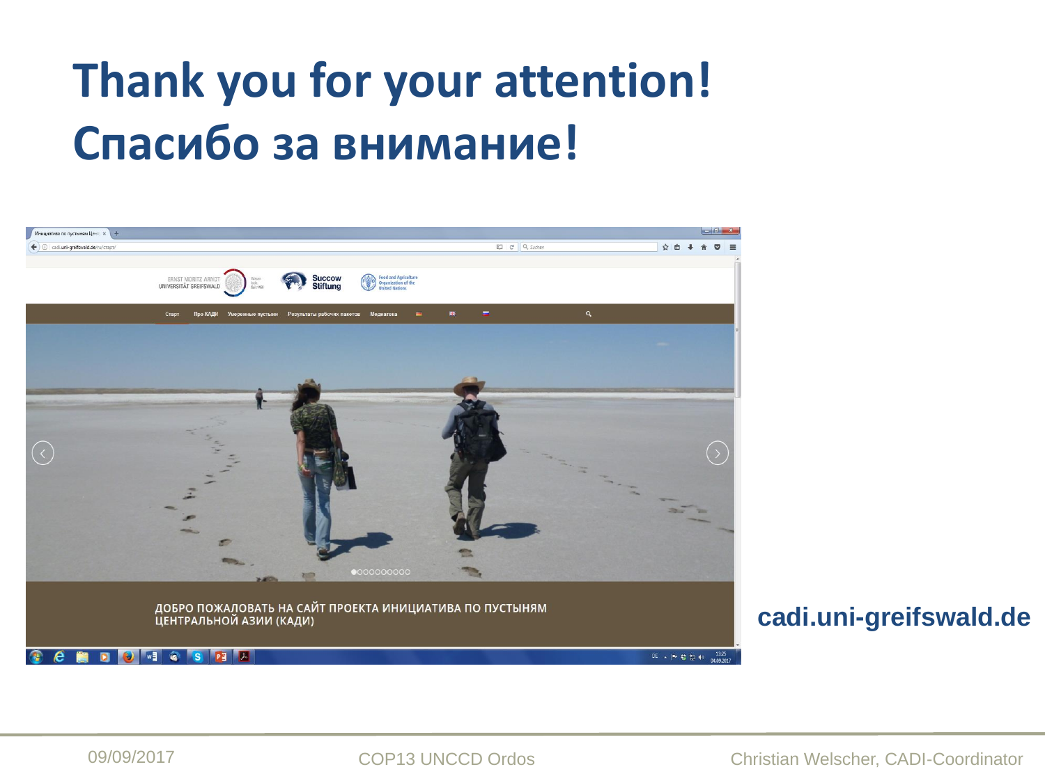# Thank you for your attention!
# Спасибо за внимание!

**cadi.uni-greifswald.de**